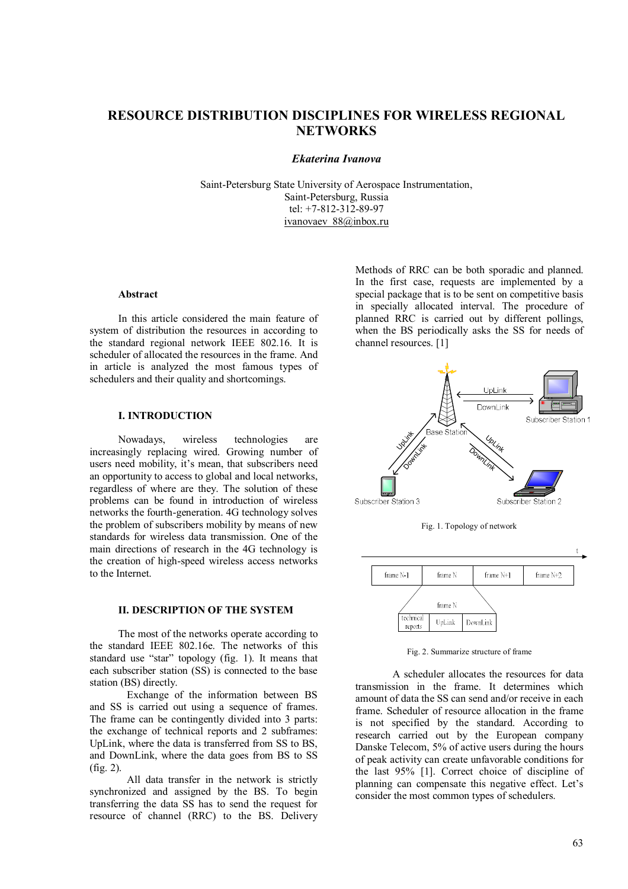# RESOURCE DISTRIBUTION DISCIPLINES FOR WIRELESS REGIONAL NETWORKS

***Ekaterina Ivanova***

Saint-Petersburg State University of Aerospace Instrumentation,
Saint-Petersburg, Russia
tel: +7-812-312-89-97
ivanovaev_88@inbox.ru

### Abstract

In this article considered the main feature of system of distribution the resources in according to the standard regional network IEEE 802.16. It is scheduler of allocated the resources in the frame. And in article is analyzed the most famous types of schedulers and their quality and shortcomings.

## I. INTRODUCTION

Nowadays, wireless technologies are increasingly replacing wired. Growing number of users need mobility, it's mean, that subscribers need an opportunity to access to global and local networks, regardless of where are they. The solution of these problems can be found in introduction of wireless networks the fourth-generation. 4G technology solves the problem of subscribers mobility by means of new standards for wireless data transmission. One of the main directions of research in the 4G technology is the creation of high-speed wireless access networks to the Internet.

## II. DESCRIPTION OF THE SYSTEM

The most of the networks operate according to the standard IEEE 802.16e. The networks of this standard use "star" topology (fig. 1). It means that each subscriber station (SS) is connected to the base station (BS) directly.

Exchange of the information between BS and SS is carried out using a sequence of frames. The frame can be contingently divided into 3 parts: the exchange of technical reports and 2 subframes: UpLink, where the data is transferred from SS to BS, and DownLink, where the data goes from BS to SS (fig. 2).

All data transfer in the network is strictly synchronized and assigned by the BS. To begin transferring the data SS has to send the request for resource of channel (RRC) to the BS. Delivery Methods of RRC can be both sporadic and planned. In the first case, requests are implemented by a special package that is to be sent on competitive basis in specially allocated interval. The procedure of planned RRC is carried out by different pollings, when the BS periodically asks the SS for needs of channel resources. [1]

Fig. 1. Topology of network

Fig. 2. Summarize structure of frame

A scheduler allocates the resources for data transmission in the frame. It determines which amount of data the SS can send and/or receive in each frame. Scheduler of resource allocation in the frame is not specified by the standard. According to research carried out by the European company Danske Telecom, 5% of active users during the hours of peak activity can create unfavorable conditions for the last 95% [1]. Correct choice of discipline of planning can compensate this negative effect. Let's consider the most common types of schedulers.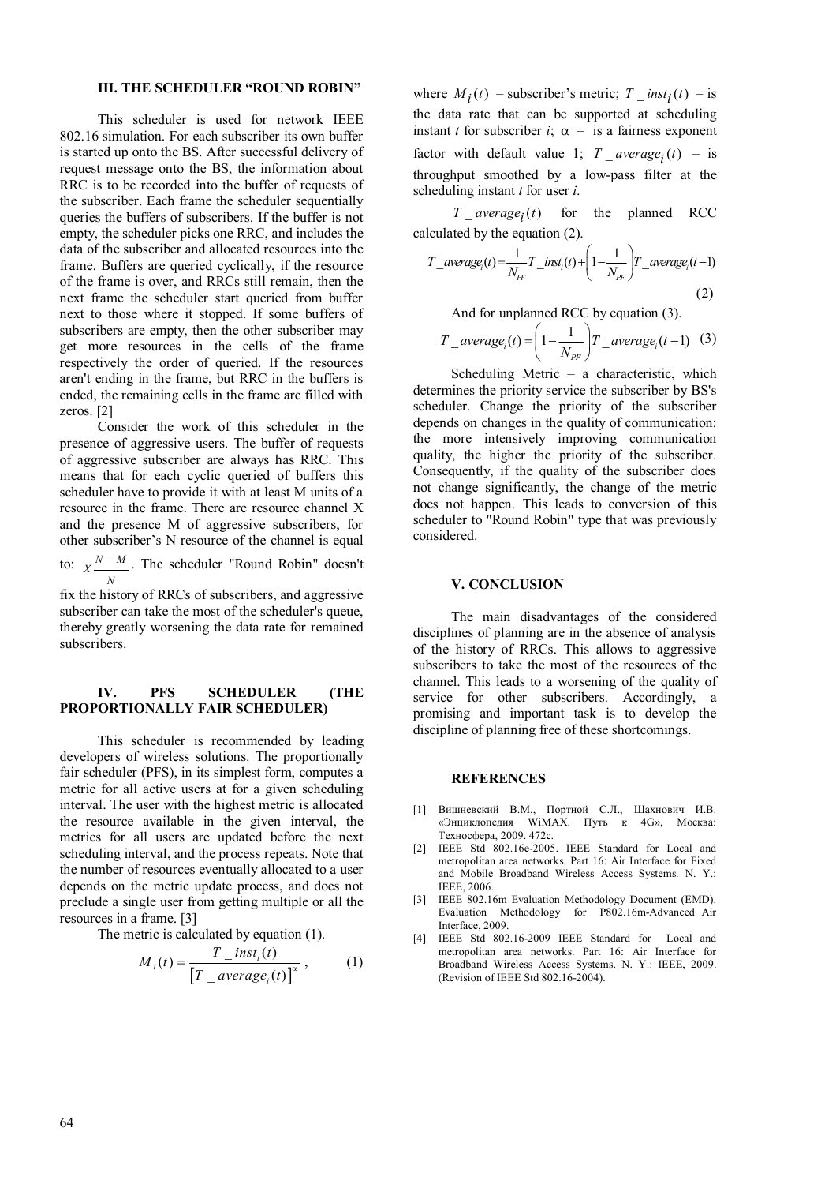### III. THE SCHEDULER "ROUND ROBIN"

This scheduler is used for network IEEE 802.16 simulation. For each subscriber its own buffer is started up onto the BS. After successful delivery of request message onto the BS, the information about RRC is to be recorded into the buffer of requests of the subscriber. Each frame the scheduler sequentially queries the buffers of subscribers. If the buffer is not empty, the scheduler picks one RRC, and includes the data of the subscriber and allocated resources into the frame. Buffers are queried cyclically, if the resource of the frame is over, and RRCs still remain, then the next frame the scheduler start queried from buffer next to those where it stopped. If some buffers of subscribers are empty, then the other subscriber may get more resources in the cells of the frame respectively the order of queried. If the resources aren't ending in the frame, but RRC in the buffers is ended, the remaining cells in the frame are filled with zeros. [2]

Consider the work of this scheduler in the presence of aggressive users. The buffer of requests of aggressive subscriber are always has RRC. This means that for each cyclic queried of buffers this scheduler have to provide it with at least M units of a resource in the frame. There are resource channel X and the presence M of aggressive subscribers, for other subscriber's N resource of the channel is equal to: $X\frac{N-M}{N}$. The scheduler "Round Robin" doesn't fix the history of RRCs of subscribers, and aggressive subscriber can take the most of the scheduler's queue, thereby greatly worsening the data rate for remained subscribers.

### IV. PFS SCHEDULER (THE PROPORTIONALLY FAIR SCHEDULER)

This scheduler is recommended by leading developers of wireless solutions. The proportionally fair scheduler (PFS), in its simplest form, computes a metric for all active users at for a given scheduling interval. The user with the highest metric is allocated the resource available in the given interval, the metrics for all users are updated before the next scheduling interval, and the process repeats. Note that the number of resources eventually allocated to a user depends on the metric update process, and does not preclude a single user from getting multiple or all the resources in a frame. [3]

The metric is calculated by equation (1).

$$M_i(t) = \frac{T\_inst_i(t)}{\left[T\_average_i(t)\right]^{\alpha}}, \qquad (1)$$

where $M_i(t)$ – subscriber's metric; $T\_inst_i(t)$ – is the data rate that can be supported at scheduling instant *t* for subscriber *i*; $\alpha$ – is a fairness exponent factor with default value 1; $T\_average_i(t)$ – is throughput smoothed by a low-pass filter at the scheduling instant *t* for user *i*.

$T\_average_i(t)$ for the planned RCC calculated by the equation (2).

$$T\_average_i(t) = \frac{1}{N_{PF}} T\_inst_i(t) + \left(1 - \frac{1}{N_{PF}}\right) T\_average_i(t-1) \qquad (2)$$

And for unplanned RCC by equation (3).

$$T\_average_i(t) = \left(1 - \frac{1}{N_{PF}}\right) T\_average_i(t-1) \qquad (3)$$

Scheduling Metric – a characteristic, which determines the priority service the subscriber by BS's scheduler. Change the priority of the subscriber depends on changes in the quality of communication: the more intensively improving communication quality, the higher the priority of the subscriber. Consequently, if the quality of the subscriber does not change significantly, the change of the metric does not happen. This leads to conversion of this scheduler to "Round Robin" type that was previously considered.

### V. CONCLUSION

The main disadvantages of the considered disciplines of planning are in the absence of analysis of the history of RRCs. This allows to aggressive subscribers to take the most of the resources of the channel. This leads to a worsening of the quality of service for other subscribers. Accordingly, a promising and important task is to develop the discipline of planning free of these shortcomings.

### REFERENCES

[1] Вишневский В.М., Портной С.Л., Шахнович И.В. «Энциклопедия WiMAX. Путь к 4G», Москва: Техносфера, 2009. 472с.

[2] IEEE Std 802.16e-2005. IEEE Standard for Local and metropolitan area networks. Part 16: Air Interface for Fixed and Mobile Broadband Wireless Access Systems. N. Y.: IEEE, 2006.

[3] IEEE 802.16m Evaluation Methodology Document (EMD). Evaluation Methodology for P802.16m-Advanced Air Interface, 2009.

[4] IEEE Std 802.16-2009 IEEE Standard for Local and metropolitan area networks. Part 16: Air Interface for Broadband Wireless Access Systems. N. Y.: IEEE, 2009. (Revision of IEEE Std 802.16-2004).